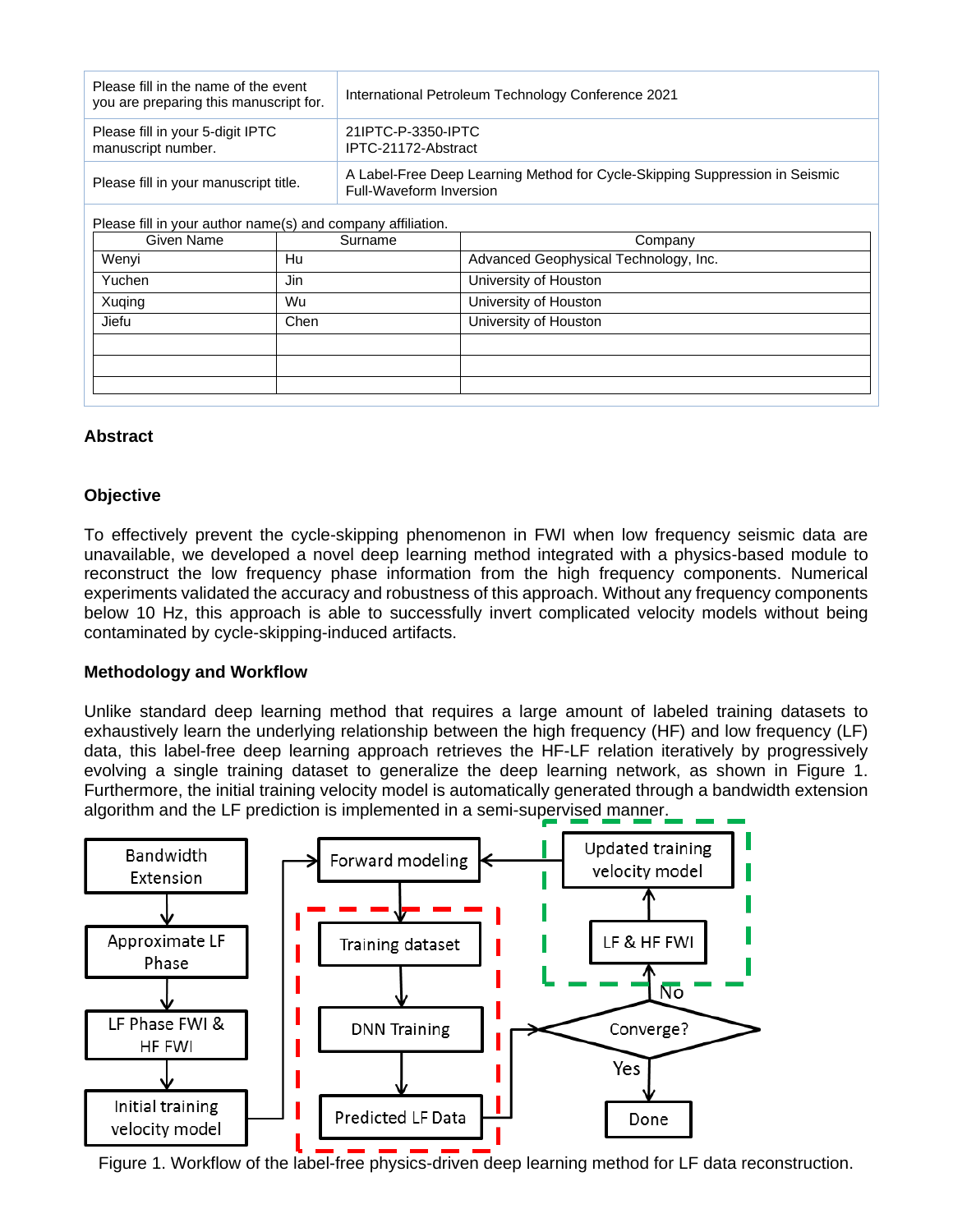| Please fill in the name of the event you are preparing this manuscript for. | International Petroleum Technology Conference 2021 |
|---|---|
| Please fill in your 5-digit IPTC manuscript number. | 21IPTC-P-3350-IPTC<br>IPTC-21172-Abstract |
| Please fill in your manuscript title. | A Label-Free Deep Learning Method for Cycle-Skipping Suppression in Seismic Full-Waveform Inversion |

Please fill in your author name(s) and company affiliation.

| Given Name | Surname | Company |
|---|---|---|
| Wenyi | Hu | Advanced Geophysical Technology, Inc. |
| Yuchen | Jin | University of Houston |
| Xuqing | Wu | University of Houston |
| Jiefu | Chen | University of Houston |
| | | |
| | | |
| | | |

## Abstract

### Objective

To effectively prevent the cycle-skipping phenomenon in FWI when low frequency seismic data are unavailable, we developed a novel deep learning method integrated with a physics-based module to reconstruct the low frequency phase information from the high frequency components. Numerical experiments validated the accuracy and robustness of this approach. Without any frequency components below 10 Hz, this approach is able to successfully invert complicated velocity models without being contaminated by cycle-skipping-induced artifacts.

### Methodology and Workflow

Unlike standard deep learning method that requires a large amount of labeled training datasets to exhaustively learn the underlying relationship between the high frequency (HF) and low frequency (LF) data, this label-free deep learning approach retrieves the HF-LF relation iteratively by progressively evolving a single training dataset to generalize the deep learning network, as shown in Figure 1. Furthermore, the initial training velocity model is automatically generated through a bandwidth extension algorithm and the LF prediction is implemented in a semi-supervised manner.

Figure 1. Workflow of the label-free physics-driven deep learning method for LF data reconstruction.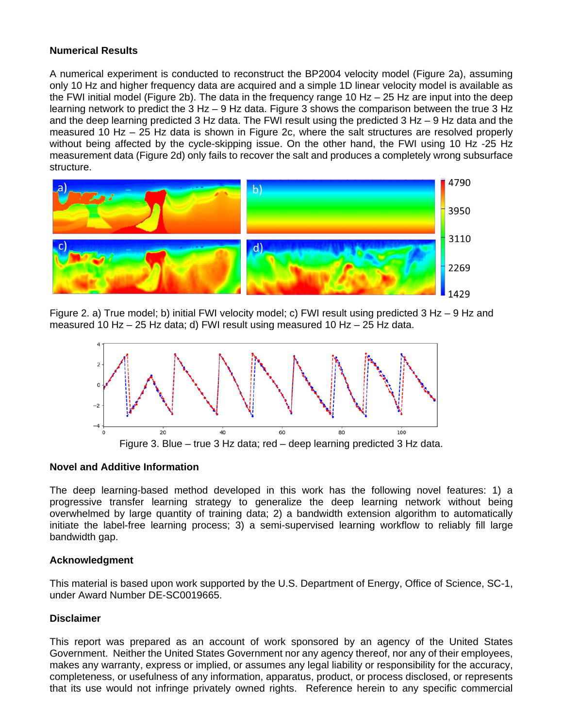## Numerical Results

A numerical experiment is conducted to reconstruct the BP2004 velocity model (Figure 2a), assuming only 10 Hz and higher frequency data are acquired and a simple 1D linear velocity model is available as the FWI initial model (Figure 2b). The data in the frequency range 10 Hz – 25 Hz are input into the deep learning network to predict the 3 Hz – 9 Hz data. Figure 3 shows the comparison between the true 3 Hz and the deep learning predicted 3 Hz data. The FWI result using the predicted 3 Hz – 9 Hz data and the measured 10 Hz – 25 Hz data is shown in Figure 2c, where the salt structures are resolved properly without being affected by the cycle-skipping issue. On the other hand, the FWI using 10 Hz -25 Hz measurement data (Figure 2d) only fails to recover the salt and produces a completely wrong subsurface structure.

Figure 2. a) True model; b) initial FWI velocity model; c) FWI result using predicted 3 Hz – 9 Hz and measured 10 Hz – 25 Hz data; d) FWI result using measured 10 Hz – 25 Hz data.

Figure 3. Blue – true 3 Hz data; red – deep learning predicted 3 Hz data.

## Novel and Additive Information

The deep learning-based method developed in this work has the following novel features: 1) a progressive transfer learning strategy to generalize the deep learning network without being overwhelmed by large quantity of training data; 2) a bandwidth extension algorithm to automatically initiate the label-free learning process; 3) a semi-supervised learning workflow to reliably fill large bandwidth gap.

## Acknowledgment

This material is based upon work supported by the U.S. Department of Energy, Office of Science, SC-1, under Award Number DE-SC0019665.

## Disclaimer

This report was prepared as an account of work sponsored by an agency of the United States Government. Neither the United States Government nor any agency thereof, nor any of their employees, makes any warranty, express or implied, or assumes any legal liability or responsibility for the accuracy, completeness, or usefulness of any information, apparatus, product, or process disclosed, or represents that its use would not infringe privately owned rights. Reference herein to any specific commercial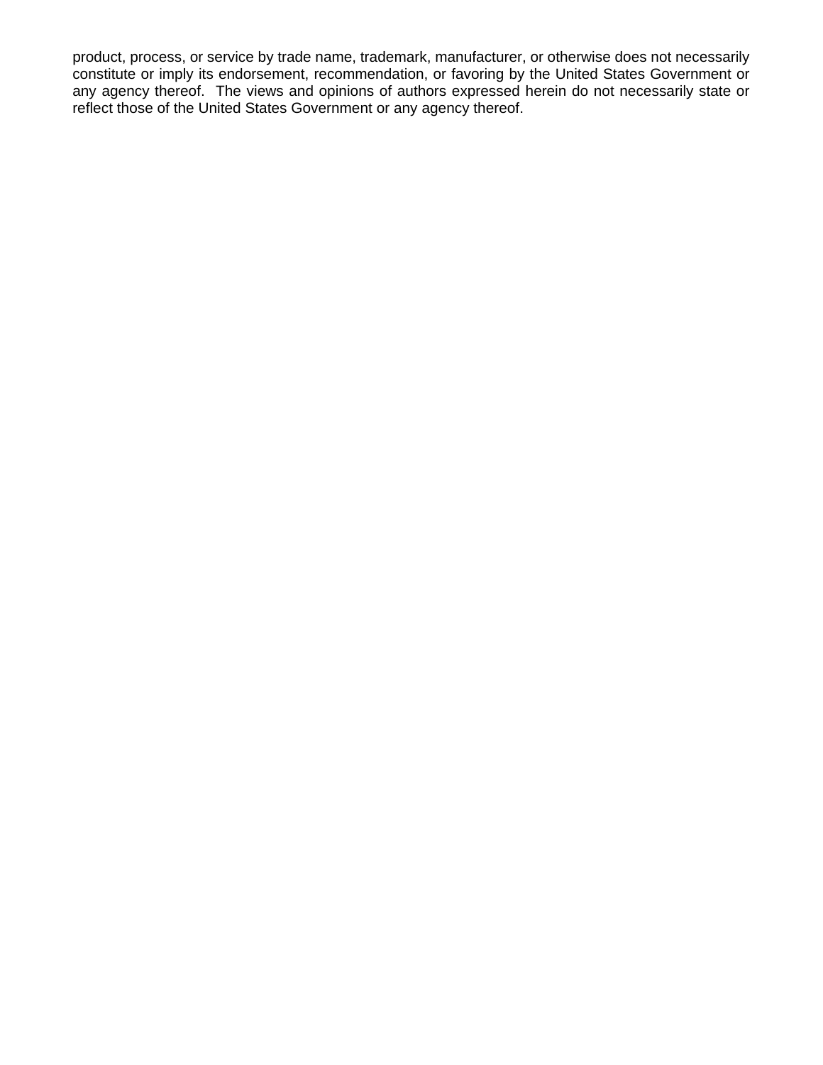product, process, or service by trade name, trademark, manufacturer, or otherwise does not necessarily constitute or imply its endorsement, recommendation, or favoring by the United States Government or any agency thereof. The views and opinions of authors expressed herein do not necessarily state or reflect those of the United States Government or any agency thereof.